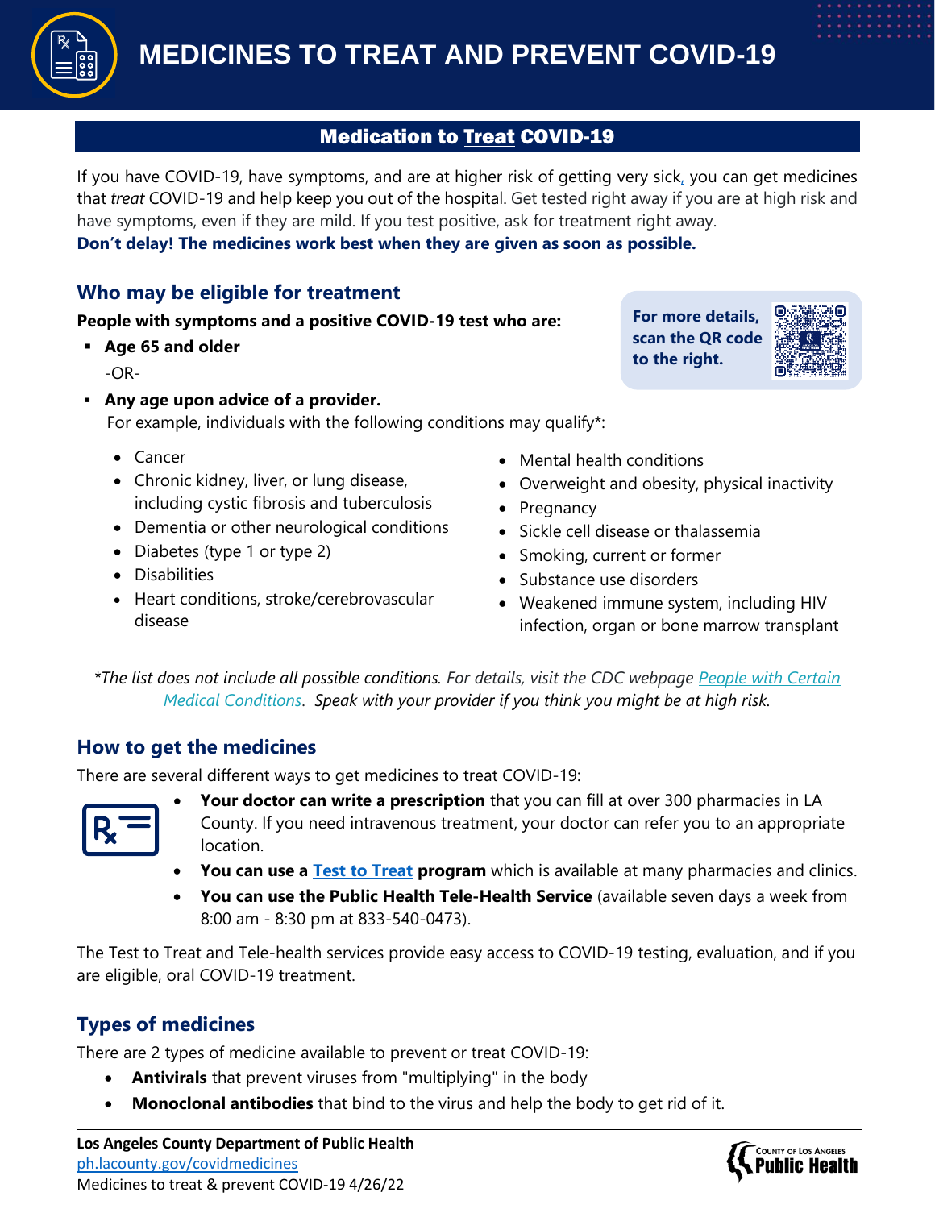# MEDICINES TO TREAT AND PREVENT COVID-19

## Medication to Treat COVID-19

If you have COVID-19, have symptoms, and are at higher risk of getting very sick, you can get medicines that *treat* COVID-19 and help keep you out of the hospital. Get tested right away if you are at high risk and have symptoms, even if they are mild. If you test positive, ask for treatment right away.
**Don't delay! The medicines work best when they are given as soon as possible.**

### Who may be eligible for treatment

**For more details, scan the QR code to the right.**

**People with symptoms and a positive COVID-19 test who are:**

- **Age 65 and older**

  -OR-

- **Any age upon advice of a provider.**
  For example, individuals with the following conditions may qualify*:
  - Cancer
  - Chronic kidney, liver, or lung disease, including cystic fibrosis and tuberculosis
  - Dementia or other neurological conditions
  - Diabetes (type 1 or type 2)
  - Disabilities
  - Heart conditions, stroke/cerebrovascular disease
  - Mental health conditions
  - Overweight and obesity, physical inactivity
  - Pregnancy
  - Sickle cell disease or thalassemia
  - Smoking, current or former
  - Substance use disorders
  - Weakened immune system, including HIV infection, organ or bone marrow transplant

*\*The list does not include all possible conditions. For details, visit the CDC webpage People with Certain Medical Conditions. Speak with your provider if you think you might be at high risk.*

### How to get the medicines

There are several different ways to get medicines to treat COVID-19:

- **Your doctor can write a prescription** that you can fill at over 300 pharmacies in LA County. If you need intravenous treatment, your doctor can refer you to an appropriate location.
- **You can use a Test to Treat program** which is available at many pharmacies and clinics.
- **You can use the Public Health Tele-Health Service** (available seven days a week from 8:00 am - 8:30 pm at 833-540-0473).

The Test to Treat and Tele-health services provide easy access to COVID-19 testing, evaluation, and if you are eligible, oral COVID-19 treatment.

### Types of medicines

There are 2 types of medicine available to prevent or treat COVID-19:

- **Antivirals** that prevent viruses from "multiplying" in the body
- **Monoclonal antibodies** that bind to the virus and help the body to get rid of it.

**Los Angeles County Department of Public Health**
ph.lacounty.gov/covidmedicines
Medicines to treat & prevent COVID-19 4/26/22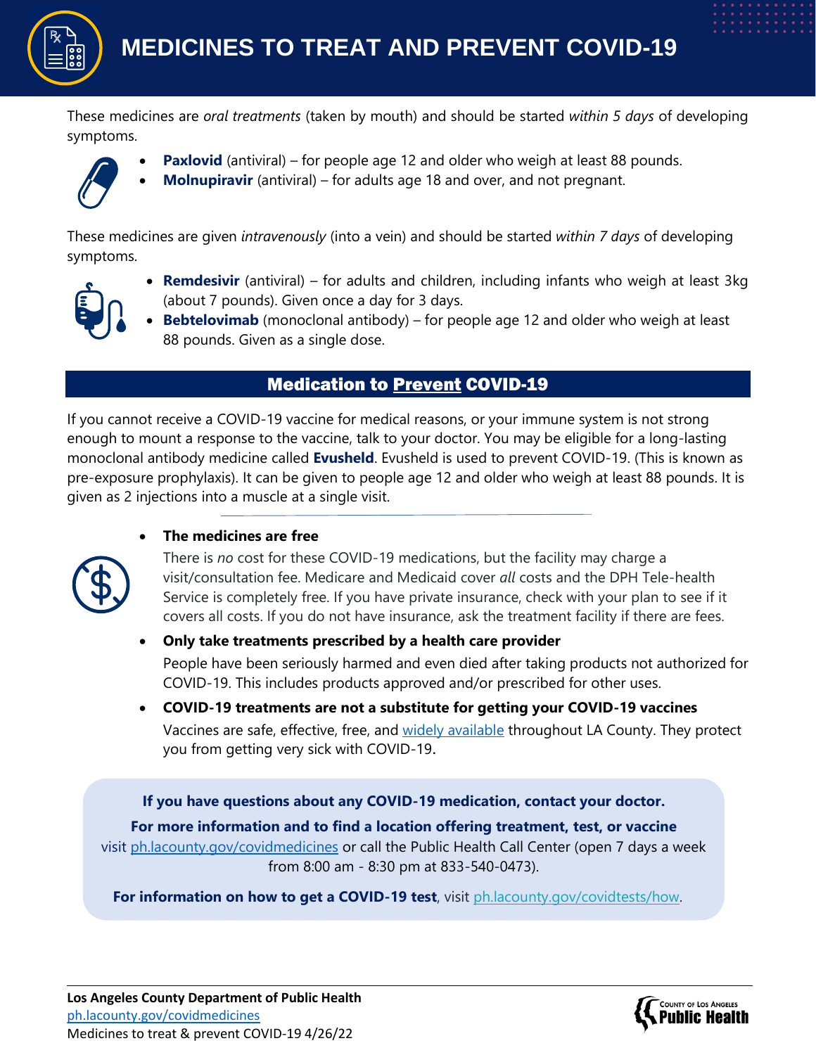# MEDICINES TO TREAT AND PREVENT COVID-19

These medicines are *oral treatments* (taken by mouth) and should be started *within 5 days* of developing symptoms.

- **Paxlovid** (antiviral) – for people age 12 and older who weigh at least 88 pounds.
- **Molnupiravir** (antiviral) – for adults age 18 and over, and not pregnant.

These medicines are given *intravenously* (into a vein) and should be started *within 7 days* of developing symptoms.

- **Remdesivir** (antiviral) – for adults and children, including infants who weigh at least 3kg (about 7 pounds). Given once a day for 3 days.
- **Bebtelovimab** (monoclonal antibody) – for people age 12 and older who weigh at least 88 pounds. Given as a single dose.

## Medication to Prevent COVID-19

If you cannot receive a COVID-19 vaccine for medical reasons, or your immune system is not strong enough to mount a response to the vaccine, talk to your doctor. You may be eligible for a long-lasting monoclonal antibody medicine called **Evusheld**. Evusheld is used to prevent COVID-19. (This is known as pre-exposure prophylaxis). It can be given to people age 12 and older who weigh at least 88 pounds. It is given as 2 injections into a muscle at a single visit.

- **The medicines are free**

  There is *no* cost for these COVID-19 medications, but the facility may charge a visit/consultation fee. Medicare and Medicaid cover *all* costs and the DPH Tele-health Service is completely free. If you have private insurance, check with your plan to see if it covers all costs. If you do not have insurance, ask the treatment facility if there are fees.

- **Only take treatments prescribed by a health care provider**

  People have been seriously harmed and even died after taking products not authorized for COVID-19. This includes products approved and/or prescribed for other uses.

- **COVID-19 treatments are not a substitute for getting your COVID-19 vaccines**

  Vaccines are safe, effective, free, and widely available throughout LA County. They protect you from getting very sick with COVID-19.

**If you have questions about any COVID-19 medication, contact your doctor.**

**For more information and to find a location offering treatment, test, or vaccine** visit ph.lacounty.gov/covidmedicines or call the Public Health Call Center (open 7 days a week from 8:00 am - 8:30 pm at 833-540-0473).

**For information on how to get a COVID-19 test**, visit ph.lacounty.gov/covidtests/how.

**Los Angeles County Department of Public Health**
ph.lacounty.gov/covidmedicines
Medicines to treat & prevent COVID-19 4/26/22

County of Los Angeles Public Health